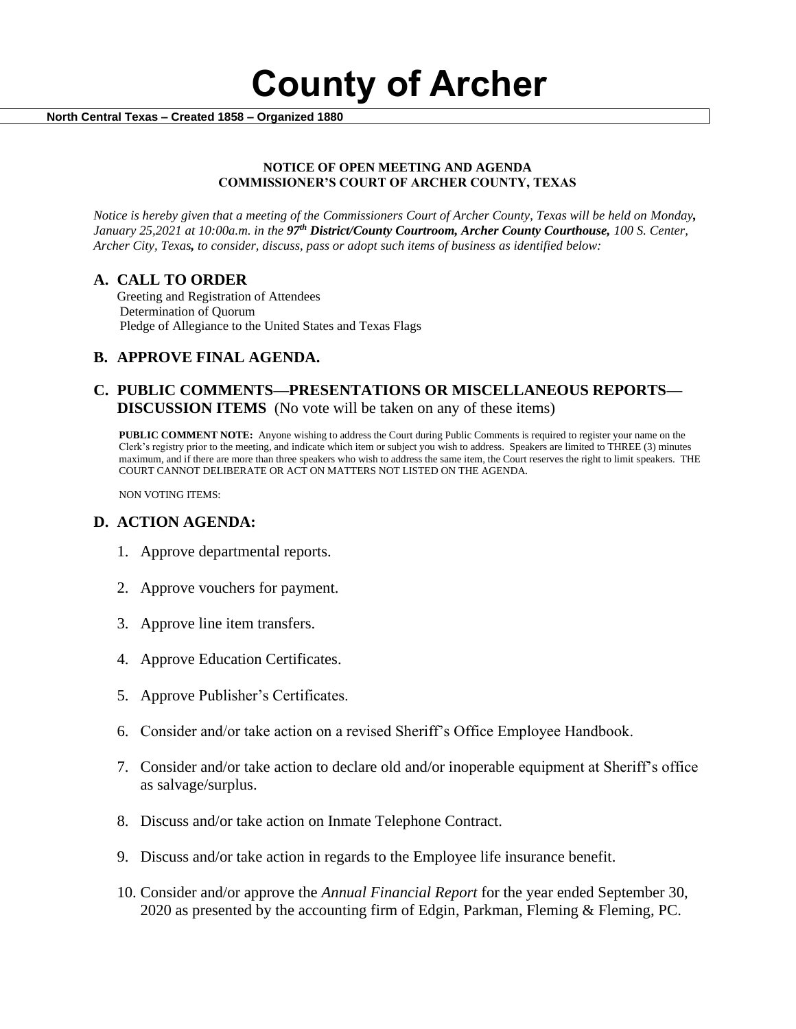# County of Archer

**North Central Texas – Created 1858 – Organized 1880**

**NOTICE OF OPEN MEETING AND AGENDA**
**COMMISSIONER'S COURT OF ARCHER COUNTY, TEXAS**

*Notice is hereby given that a meeting of the Commissioners Court of Archer County, Texas will be held on Monday, January 25,2021 at 10:00a.m. in the **97th District/County Courtroom, Archer County Courthouse,** 100 S. Center, Archer City, Texas, to consider, discuss, pass or adopt such items of business as identified below:*

## A. CALL TO ORDER

Greeting and Registration of Attendees
Determination of Quorum
Pledge of Allegiance to the United States and Texas Flags

## B. APPROVE FINAL AGENDA.

## C. PUBLIC COMMENTS—PRESENTATIONS OR MISCELLANEOUS REPORTS—DISCUSSION ITEMS (No vote will be taken on any of these items)

**PUBLIC COMMENT NOTE:** Anyone wishing to address the Court during Public Comments is required to register your name on the Clerk's registry prior to the meeting, and indicate which item or subject you wish to address. Speakers are limited to THREE (3) minutes maximum, and if there are more than three speakers who wish to address the same item, the Court reserves the right to limit speakers. THE COURT CANNOT DELIBERATE OR ACT ON MATTERS NOT LISTED ON THE AGENDA.

NON VOTING ITEMS:

## D. ACTION AGENDA:

1. Approve departmental reports.
2. Approve vouchers for payment.
3. Approve line item transfers.
4. Approve Education Certificates.
5. Approve Publisher's Certificates.
6. Consider and/or take action on a revised Sheriff's Office Employee Handbook.
7. Consider and/or take action to declare old and/or inoperable equipment at Sheriff's office as salvage/surplus.
8. Discuss and/or take action on Inmate Telephone Contract.
9. Discuss and/or take action in regards to the Employee life insurance benefit.
10. Consider and/or approve the *Annual Financial Report* for the year ended September 30, 2020 as presented by the accounting firm of Edgin, Parkman, Fleming & Fleming, PC.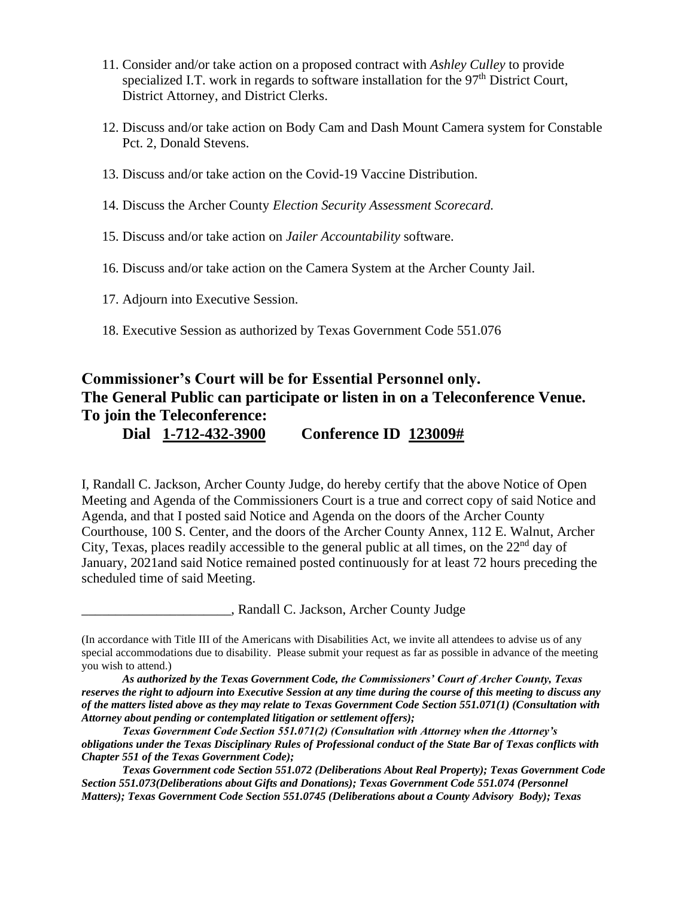11. Consider and/or take action on a proposed contract with *Ashley Culley* to provide specialized I.T. work in regards to software installation for the 97th District Court, District Attorney, and District Clerks.

12. Discuss and/or take action on Body Cam and Dash Mount Camera system for Constable Pct. 2, Donald Stevens.

13. Discuss and/or take action on the Covid-19 Vaccine Distribution.

14. Discuss the Archer County *Election Security Assessment Scorecard.*

15. Discuss and/or take action on *Jailer Accountability* software.

16. Discuss and/or take action on the Camera System at the Archer County Jail.

17. Adjourn into Executive Session.

18. Executive Session as authorized by Texas Government Code 551.076

**Commissioner's Court will be for Essential Personnel only.**
**The General Public can participate or listen in on a Teleconference Venue.**
**To join the Teleconference:**

**Dial <u>1-712-432-3900</u> Conference ID <u>123009#</u>**

I, Randall C. Jackson, Archer County Judge, do hereby certify that the above Notice of Open Meeting and Agenda of the Commissioners Court is a true and correct copy of said Notice and Agenda, and that I posted said Notice and Agenda on the doors of the Archer County Courthouse, 100 S. Center, and the doors of the Archer County Annex, 112 E. Walnut, Archer City, Texas, places readily accessible to the general public at all times, on the 22nd day of January, 2021and said Notice remained posted continuously for at least 72 hours preceding the scheduled time of said Meeting.

______________________, Randall C. Jackson, Archer County Judge

(In accordance with Title III of the Americans with Disabilities Act, we invite all attendees to advise us of any special accommodations due to disability. Please submit your request as far as possible in advance of the meeting you wish to attend.)

***As authorized by the Texas Government Code, the Commissioners' Court of Archer County, Texas reserves the right to adjourn into Executive Session at any time during the course of this meeting to discuss any of the matters listed above as they may relate to Texas Government Code Section 551.071(1) (Consultation with Attorney about pending or contemplated litigation or settlement offers);***

***Texas Government Code Section 551.071(2) (Consultation with Attorney when the Attorney's obligations under the Texas Disciplinary Rules of Professional conduct of the State Bar of Texas conflicts with Chapter 551 of the Texas Government Code);***

***Texas Government code Section 551.072 (Deliberations About Real Property); Texas Government Code Section 551.073(Deliberations about Gifts and Donations); Texas Government Code 551.074 (Personnel Matters); Texas Government Code Section 551.0745 (Deliberations about a County Advisory Body); Texas***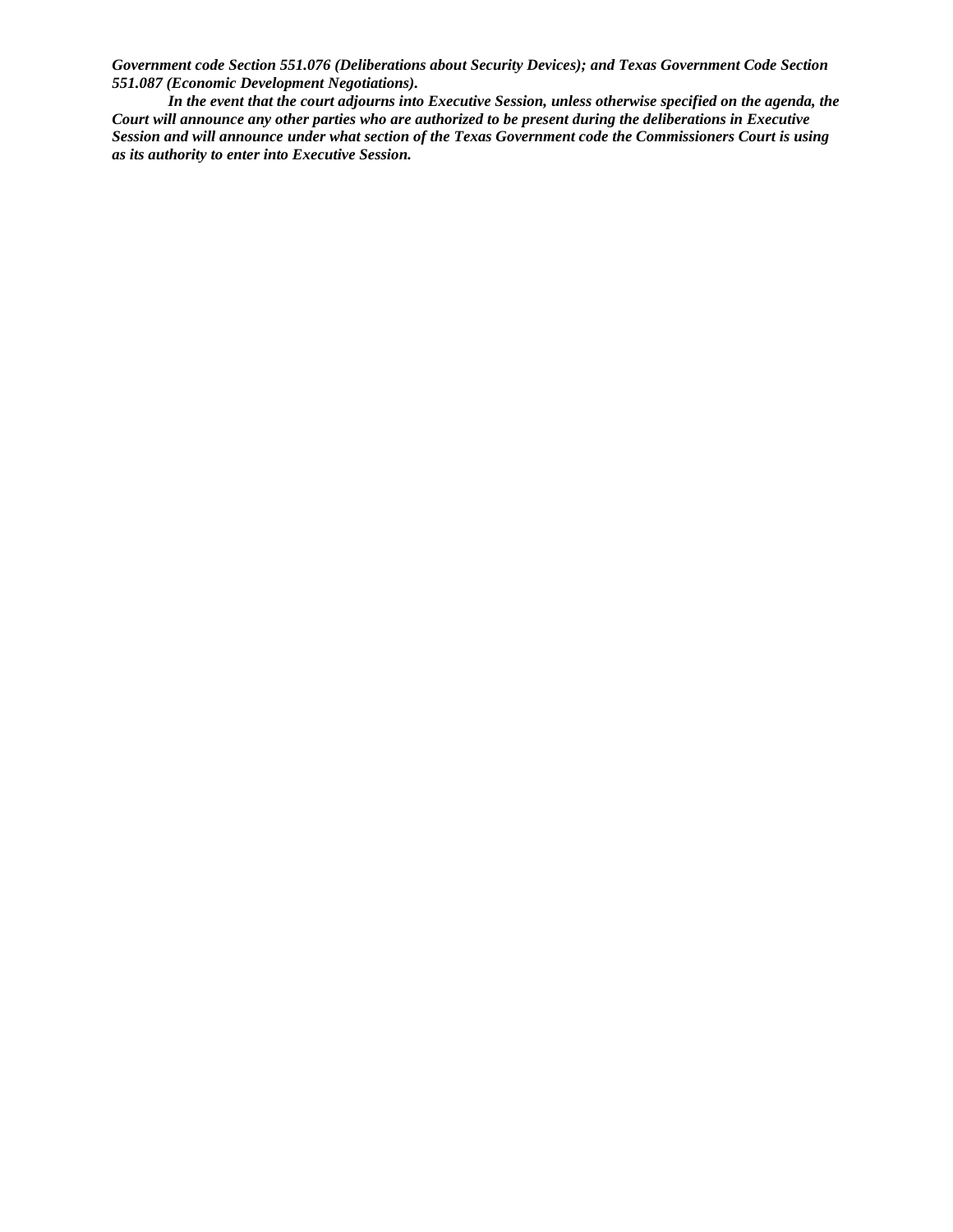***Government code Section 551.076 (Deliberations about Security Devices); and Texas Government Code Section 551.087 (Economic Development Negotiations).***

***In the event that the court adjourns into Executive Session, unless otherwise specified on the agenda, the Court will announce any other parties who are authorized to be present during the deliberations in Executive Session and will announce under what section of the Texas Government code the Commissioners Court is using as its authority to enter into Executive Session.***